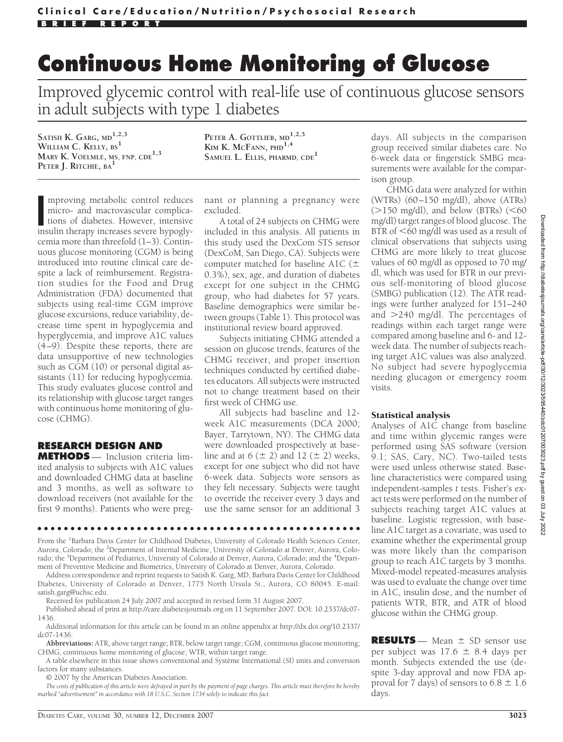**Clinical Care/Education/Nutrition/Psychosocial Research**

**BRIEF REPORT**

# Continuous Home Monitoring of Glucose

## Improved glycemic control with real-life use of continuous glucose sensors in adult subjects with type 1 diabetes

**Satish K. Garg, MD**[1,2,3]
**William C. Kelly, BS**[1]
**Mary K. Voelmle, MS, FNP, CDE**[1,3]
**Peter J. Ritchie, BA**[1]
**Peter A. Gottlieb, MD**[1,2,3]
**Kim K. McFann, PhD**[1,4]
**Samuel L. Ellis, PharmD, CDE**[1]

Improving metabolic control reduces micro- and macrovascular complications of diabetes. However, intensive insulin therapy increases severe hypoglycemia more than threefold (1–3). Continuous glucose monitoring (CGM) is being introduced into routine clinical care despite a lack of reimbursement. Registration studies for the Food and Drug Administration (FDA) documented that subjects using real-time CGM improve glucose excursions, reduce variability, decrease time spent in hypoglycemia and hyperglycemia, and improve A1C values (4–9). Despite these reports, there are data unsupportive of new technologies such as CGM (10) or personal digital assistants (11) for reducing hypoglycemia. This study evaluates glucose control and its relationship with glucose target ranges with continuous home monitoring of glucose (CHMG).

## RESEARCH DESIGN AND METHODS

Inclusion criteria limited analysis to subjects with A1C values and downloaded CHMG data at baseline and 3 months, as well as software to download receivers (not available for the first 9 months). Patients who were pregnant or planning a pregnancy were excluded.

A total of 24 subjects on CHMG were included in this analysis. All patients in this study used the DexCom STS sensor (DexCoM, San Diego, CA). Subjects were computer matched for baseline A1C (± 0.3%), sex, age, and duration of diabetes except for one subject in the CHMG group, who had diabetes for 57 years. Baseline demographics were similar between groups (Table 1). This protocol was institutional review board approved.

Subjects initiating CHMG attended a session on glucose trends, features of the CHMG receiver, and proper insertion techniques conducted by certified diabetes educators. All subjects were instructed not to change treatment based on their first week of CHMG use.

All subjects had baseline and 12-week A1C measurements (DCA 2000; Bayer, Tarrytown, NY). The CHMG data were downloaded prospectively at baseline and at 6 (± 2) and 12 (± 2) weeks, except for one subject who did not have 6-week data. Subjects wore sensors as they felt necessary. Subjects were taught to override the receiver every 3 days and use the same sensor for an additional 3 days. All subjects in the comparison group received similar diabetes care. No 6-week data or fingerstick SMBG measurements were available for the comparison group.

CHMG data were analyzed for within (WTRs) (60–150 mg/dl), above (ATRs) (>150 mg/dl), and below (BTRs) (<60 mg/dl) target ranges of blood glucose. The BTR of <60 mg/dl was used as a result of clinical observations that subjects using CHMG are more likely to treat glucose values of 60 mg/dl as opposed to 70 mg/dl, which was used for BTR in our previous self-monitoring of blood glucose (SMBG) publication (12). The ATR readings were further analyzed for 151–240 and >240 mg/dl. The percentages of readings within each target range were compared among baseline and 6- and 12-week data. The number of subjects reaching target A1C values was also analyzed. No subject had severe hypoglycemia needing glucagon or emergency room visits.

### Statistical analysis

Analyses of A1C change from baseline and time within glycemic ranges were performed using SAS software (version 9.1; SAS, Cary, NC). Two-tailed tests were used unless otherwise stated. Baseline characteristics were compared using independent-samples *t* tests. Fisher's exact tests were performed on the number of subjects reaching target A1C values at baseline. Logistic regression, with baseline A1C target as a covariate, was used to examine whether the experimental group was more likely than the comparison group to reach A1C targets by 3 months. Mixed-model repeated-measures analysis was used to evaluate the change over time in A1C, insulin dose, and the number of patients WTR, BTR, and ATR of blood glucose within the CHMG group.

## RESULTS

Mean ± SD sensor use per subject was 17.6 ± 8.4 days per month. Subjects extended the use (despite 3-day approval and now FDA approval for 7 days) of sensors to 6.8 ± 1.6 days.

---

From the [1]Barbara Davis Center for Childhood Diabetes, University of Colorado Health Sciences Center, Aurora, Colorado; the [2]Department of Internal Medicine, University of Colorado at Denver, Aurora, Colorado; the [3]Department of Pediatrics, University of Colorado at Denver, Aurora, Colorado; and the [4]Department of Preventive Medicine and Biometrics, University of Colorado at Denver, Aurora, Colorado.

Address correspondence and reprint requests to Satish K. Garg, MD, Barbara Davis Center for Childhood Diabetes, University of Colorado at Denver, 1775 North Ursula St., Aurora, CO 80045. E-mail: satish.garg@uchsc.edu.

Received for publication 24 July 2007 and accepted in revised form 31 August 2007.

Published ahead of print at http://care.diabetesjournals.org on 11 September 2007. DOI: 10.2337/dc07-1436.

Additional information for this article can be found in an online appendix at http://dx.doi.org/10.2337/dc07-1436.

**Abbreviations:** ATR, above target range; BTR, below target range; CGM, continuous glucose monitoring; CHMG, continuous home monitoring of glucose; WTR, within target range.

A table elsewhere in this issue shows conventional and Système International (SI) units and conversion factors for many substances.

© 2007 by the American Diabetes Association.

*The costs of publication of this article were defrayed in part by the payment of page charges. This article must therefore be hereby marked "advertisement" in accordance with 18 U.S.C. Section 1734 solely to indicate this fact.*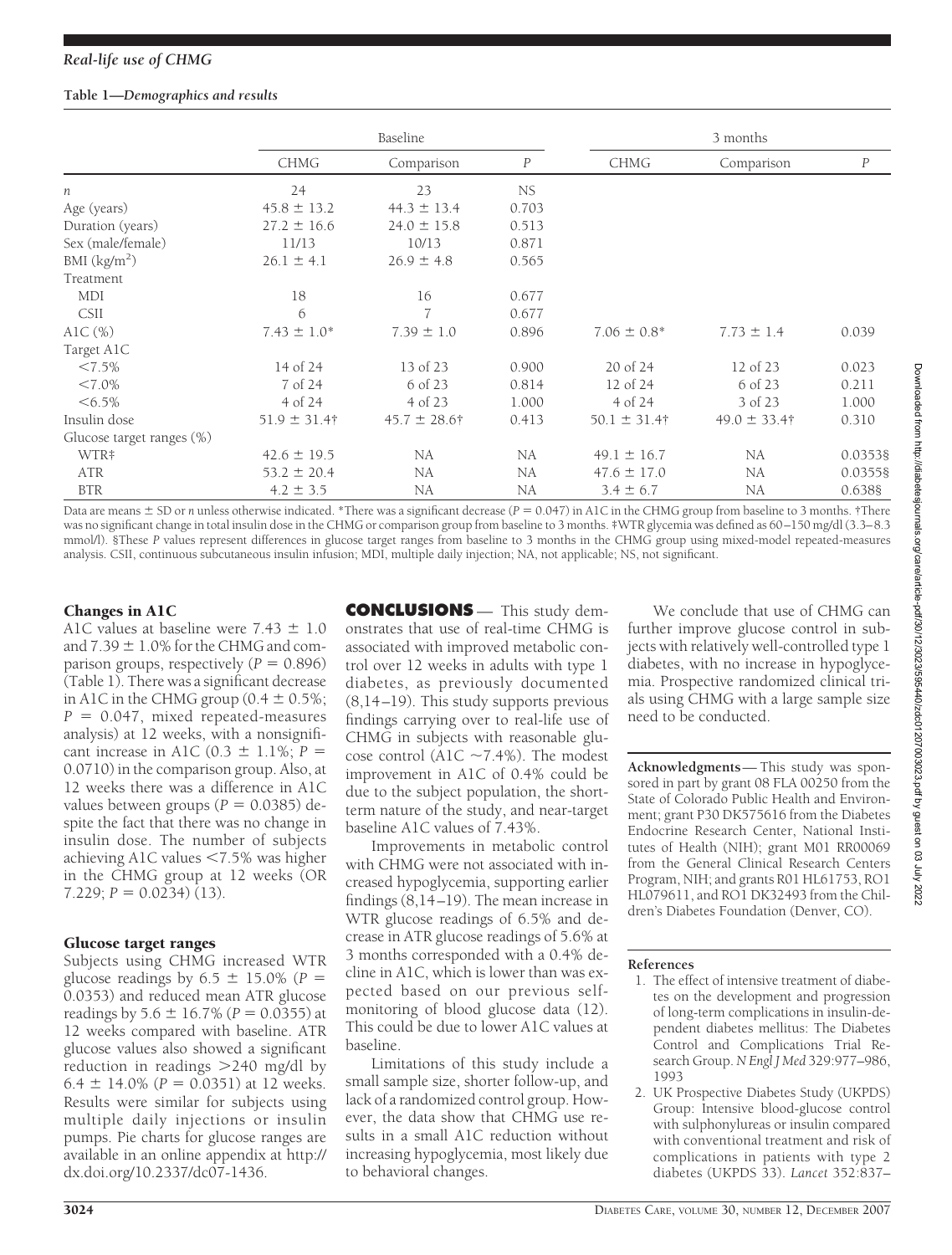**Table 1—Demographics and results**

| | Baseline | | | 3 months | | |
|---|---|---|---|---|---|---|
| | CHMG | Comparison | *P* | CHMG | Comparison | *P* |
| *n* | 24 | 23 | NS | | | |
| Age (years) | 45.8 ± 13.2 | 44.3 ± 13.4 | 0.703 | | | |
| Duration (years) | 27.2 ± 16.6 | 24.0 ± 15.8 | 0.513 | | | |
| Sex (male/female) | 11/13 | 10/13 | 0.871 | | | |
| BMI (kg/m$^2$) | 26.1 ± 4.1 | 26.9 ± 4.8 | 0.565 | | | |
| Treatment | | | | | | |
| MDI | 18 | 16 | 0.677 | | | |
| CSII | 6 | 7 | 0.677 | | | |
| A1C (%) | 7.43 ± 1.0* | 7.39 ± 1.0 | 0.896 | 7.06 ± 0.8* | 7.73 ± 1.4 | 0.039 |
| Target A1C | | | | | | |
| <7.5% | 14 of 24 | 13 of 23 | 0.900 | 20 of 24 | 12 of 23 | 0.023 |
| <7.0% | 7 of 24 | 6 of 23 | 0.814 | 12 of 24 | 6 of 23 | 0.211 |
| <6.5% | 4 of 24 | 4 of 23 | 1.000 | 4 of 24 | 3 of 23 | 1.000 |
| Insulin dose | 51.9 ± 31.4† | 45.7 ± 28.6† | 0.413 | 50.1 ± 31.4† | 49.0 ± 33.4† | 0.310 |
| Glucose target ranges (%) | | | | | | |
| WTR‡ | 42.6 ± 19.5 | NA | NA | 49.1 ± 16.7 | NA | 0.0353§ |
| ATR | 53.2 ± 20.4 | NA | NA | 47.6 ± 17.0 | NA | 0.0355§ |
| BTR | 4.2 ± 3.5 | NA | NA | 3.4 ± 6.7 | NA | 0.638§ |

Data are means ± SD or *n* unless otherwise indicated. *There was a significant decrease ($P = 0.047$) in A1C in the CHMG group from baseline to 3 months. †There was no significant change in total insulin dose in the CHMG or comparison group from baseline to 3 months. ‡WTR glycemia was defined as 60–150 mg/dl (3.3–8.3 mmol/l). §These *P* values represent differences in glucose target ranges from baseline to 3 months in the CHMG group using mixed-model repeated-measures analysis. CSII, continuous subcutaneous insulin infusion; MDI, multiple daily injection; NA, not applicable; NS, not significant.

### Changes in A1C

A1C values at baseline were 7.43 ± 1.0 and 7.39 ± 1.0% for the CHMG and comparison groups, respectively ($P = 0.896$) (Table 1). There was a significant decrease in A1C in the CHMG group (0.4 ± 0.5%; $P = 0.047$, mixed repeated-measures analysis) at 12 weeks, with a nonsignificant increase in A1C (0.3 ± 1.1%; $P = 0.0710$) in the comparison group. Also, at 12 weeks there was a difference in A1C values between groups ($P = 0.0385$) despite the fact that there was no change in insulin dose. The number of subjects achieving A1C values <7.5% was higher in the CHMG group at 12 weeks (OR 7.229; $P = 0.0234$) (13).

### Glucose target ranges

Subjects using CHMG increased WTR glucose readings by 6.5 ± 15.0% ($P = 0.0353$) and reduced mean ATR glucose readings by 5.6 ± 16.7% ($P = 0.0355$) at 12 weeks compared with baseline. ATR glucose values also showed a significant reduction in readings >240 mg/dl by 6.4 ± 14.0% ($P = 0.0351$) at 12 weeks. Results were similar for subjects using multiple daily injections or insulin pumps. Pie charts for glucose ranges are available in an online appendix at http://dx.doi.org/10.2337/dc07-1436.

## CONCLUSIONS

This study demonstrates that use of real-time CHMG is associated with improved metabolic control over 12 weeks in adults with type 1 diabetes, as previously documented (8,14–19). This study supports previous findings carrying over to real-life use of CHMG in subjects with reasonable glucose control (A1C ~7.4%). The modest improvement in A1C of 0.4% could be due to the subject population, the short-term nature of the study, and near-target baseline A1C values of 7.43%.

Improvements in metabolic control with CHMG were not associated with increased hypoglycemia, supporting earlier findings (8,14–19). The mean increase in WTR glucose readings of 6.5% and decrease in ATR glucose readings of 5.6% at 3 months corresponded with a 0.4% decline in A1C, which is lower than was expected based on our previous self-monitoring of blood glucose data (12). This could be due to lower A1C values at baseline.

Limitations of this study include a small sample size, shorter follow-up, and lack of a randomized control group. However, the data show that CHMG use results in a small A1C reduction without increasing hypoglycemia, most likely due to behavioral changes.

We conclude that use of CHMG can further improve glucose control in subjects with relatively well-controlled type 1 diabetes, with no increase in hypoglycemia. Prospective randomized clinical trials using CHMG with a large sample size need to be conducted.

**Acknowledgments**— This study was sponsored in part by grant 08 FLA 00250 from the State of Colorado Public Health and Environment; grant P30 DK575616 from the Diabetes Endocrine Research Center, National Institutes of Health (NIH); grant M01 RR00069 from the General Clinical Research Centers Program, NIH; and grants R01 HL61753, RO1 HL079611, and RO1 DK32493 from the Children's Diabetes Foundation (Denver, CO).

### References

1. The effect of intensive treatment of diabetes on the development and progression of long-term complications in insulin-dependent diabetes mellitus: The Diabetes Control and Complications Trial Research Group. *N Engl J Med* 329:977–986, 1993
2. UK Prospective Diabetes Study (UKPDS) Group: Intensive blood-glucose control with sulphonylureas or insulin compared with conventional treatment and risk of complications in patients with type 2 diabetes (UKPDS 33). *Lancet* 352:837–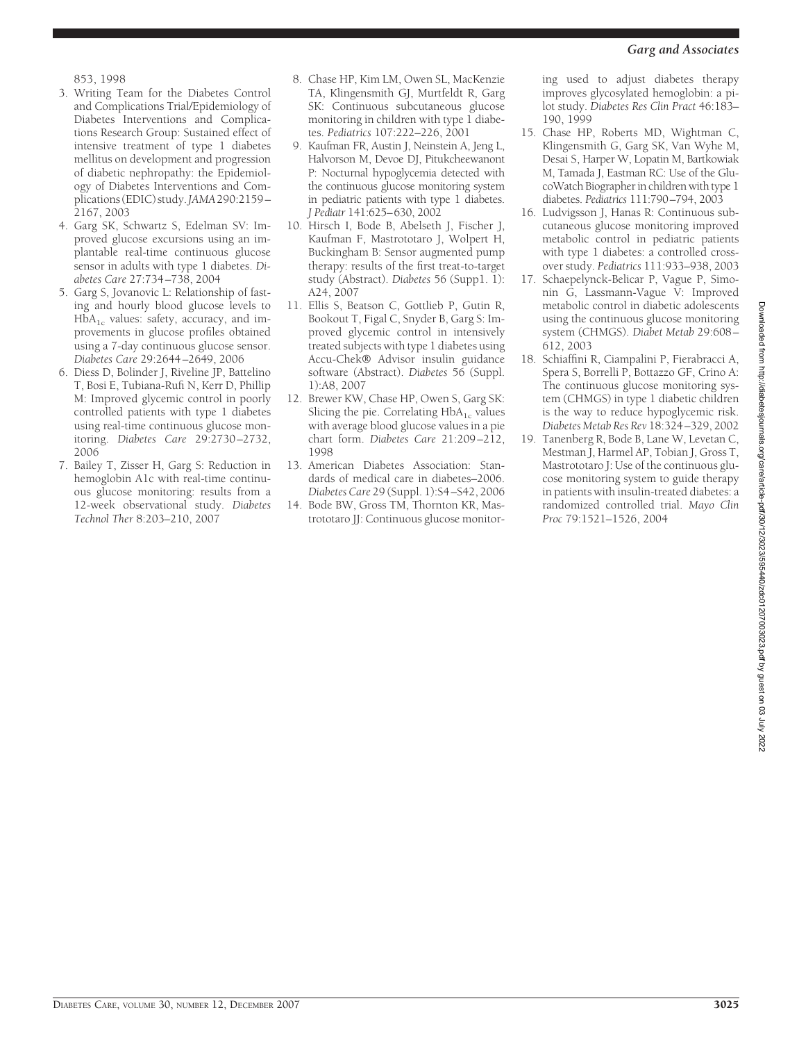853, 1998

3. Writing Team for the Diabetes Control and Complications Trial/Epidemiology of Diabetes Interventions and Complications Research Group: Sustained effect of intensive treatment of type 1 diabetes mellitus on development and progression of diabetic nephropathy: the Epidemiology of Diabetes Interventions and Complications (EDIC) study. *JAMA* 290:2159–2167, 2003
4. Garg SK, Schwartz S, Edelman SV: Improved glucose excursions using an implantable real-time continuous glucose sensor in adults with type 1 diabetes. *Diabetes Care* 27:734–738, 2004
5. Garg S, Jovanovic L: Relationship of fasting and hourly blood glucose levels to $HbA_{1c}$ values: safety, accuracy, and improvements in glucose profiles obtained using a 7-day continuous glucose sensor. *Diabetes Care* 29:2644–2649, 2006
6. Diess D, Bolinder J, Riveline JP, Battelino T, Bosi E, Tubiana-Rufi N, Kerr D, Phillip M: Improved glycemic control in poorly controlled patients with type 1 diabetes using real-time continuous glucose monitoring. *Diabetes Care* 29:2730–2732, 2006
7. Bailey T, Zisser H, Garg S: Reduction in hemoglobin A1c with real-time continuous glucose monitoring: results from a 12-week observational study. *Diabetes Technol Ther* 8:203–210, 2007
8. Chase HP, Kim LM, Owen SL, MacKenzie TA, Klingensmith GJ, Murtfeldt R, Garg SK: Continuous subcutaneous glucose monitoring in children with type 1 diabetes. *Pediatrics* 107:222–226, 2001
9. Kaufman FR, Austin J, Neinstein A, Jeng L, Halvorson M, Devoe DJ, Pitukcheewanont P: Nocturnal hypoglycemia detected with the continuous glucose monitoring system in pediatric patients with type 1 diabetes. *J Pediatr* 141:625–630, 2002
10. Hirsch I, Bode B, Abelseth J, Fischer J, Kaufman F, Mastrototaro J, Wolpert H, Buckingham B: Sensor augmented pump therapy: results of the first treat-to-target study (Abstract). *Diabetes* 56 (Supp1. 1): A24, 2007
11. Ellis S, Beatson C, Gottlieb P, Gutin R, Bookout T, Figal C, Snyder B, Garg S: Improved glycemic control in intensively treated subjects with type 1 diabetes using Accu-Chek® Advisor insulin guidance software (Abstract). *Diabetes* 56 (Suppl. 1):A8, 2007
12. Brewer KW, Chase HP, Owen S, Garg SK: Slicing the pie. Correlating $HbA_{1c}$ values with average blood glucose values in a pie chart form. *Diabetes Care* 21:209–212, 1998
13. American Diabetes Association: Standards of medical care in diabetes–2006. *Diabetes Care* 29 (Suppl. 1):S4–S42, 2006
14. Bode BW, Gross TM, Thornton KR, Mastrototaro JJ: Continuous glucose monitoring used to adjust diabetes therapy improves glycosylated hemoglobin: a pilot study. *Diabetes Res Clin Pract* 46:183–190, 1999
15. Chase HP, Roberts MD, Wightman C, Klingensmith G, Garg SK, Van Wyhe M, Desai S, Harper W, Lopatin M, Bartkowiak M, Tamada J, Eastman RC: Use of the GlucoWatch Biographer in children with type 1 diabetes. *Pediatrics* 111:790–794, 2003
16. Ludvigsson J, Hanas R: Continuous subcutaneous glucose monitoring improved metabolic control in pediatric patients with type 1 diabetes: a controlled crossover study. *Pediatrics* 111:933–938, 2003
17. Schaepelynck-Belicar P, Vague P, Simonin G, Lassmann-Vague V: Improved metabolic control in diabetic adolescents using the continuous glucose monitoring system (CHMGS). *Diabet Metab* 29:608–612, 2003
18. Schiaffini R, Ciampalini P, Fierabracci A, Spera S, Borrelli P, Bottazzo GF, Crino A: The continuous glucose monitoring system (CHMGS) in type 1 diabetic children is the way to reduce hypoglycemic risk. *Diabetes Metab Res Rev* 18:324–329, 2002
19. Tanenberg R, Bode B, Lane W, Levetan C, Mestman J, Harmel AP, Tobian J, Gross T, Mastrototaro J: Use of the continuous glucose monitoring system to guide therapy in patients with insulin-treated diabetes: a randomized controlled trial. *Mayo Clin Proc* 79:1521–1526, 2004